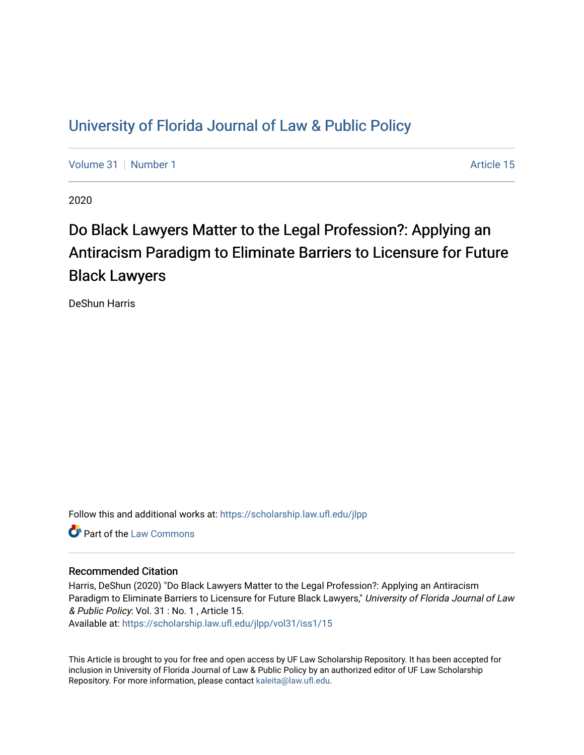# University of Florida Journal of Law & Public Policy

Volume 31 | Number 1 | Article 15

2020

## Do Black Lawyers Matter to the Legal Profession?: Applying an Antiracism Paradigm to Eliminate Barriers to Licensure for Future Black Lawyers

DeShun Harris

Follow this and additional works at: https://scholarship.law.ufl.edu/jlpp

Part of the Law Commons

### Recommended Citation

Harris, DeShun (2020) "Do Black Lawyers Matter to the Legal Profession?: Applying an Antiracism Paradigm to Eliminate Barriers to Licensure for Future Black Lawyers," *University of Florida Journal of Law & Public Policy*: Vol. 31 : No. 1 , Article 15.
Available at: https://scholarship.law.ufl.edu/jlpp/vol31/iss1/15

This Article is brought to you for free and open access by UF Law Scholarship Repository. It has been accepted for inclusion in University of Florida Journal of Law & Public Policy by an authorized editor of UF Law Scholarship Repository. For more information, please contact kaleita@law.ufl.edu.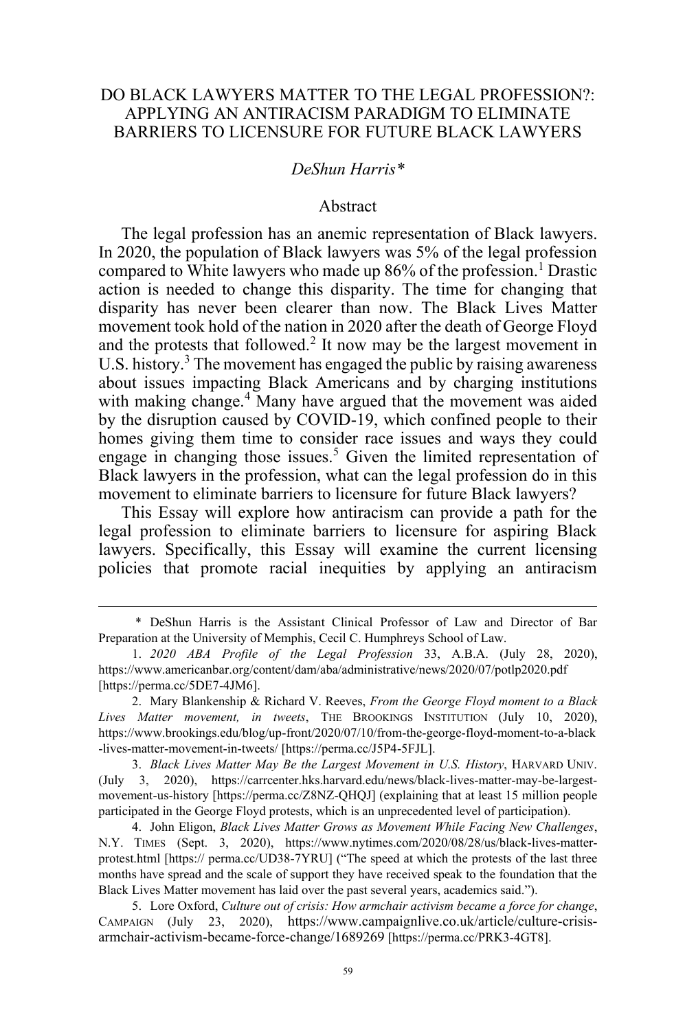# DO BLACK LAWYERS MATTER TO THE LEGAL PROFESSION?: APPLYING AN ANTIRACISM PARADIGM TO ELIMINATE BARRIERS TO LICENSURE FOR FUTURE BLACK LAWYERS

*DeShun Harris\**

## Abstract

The legal profession has an anemic representation of Black lawyers. In 2020, the population of Black lawyers was 5% of the legal profession compared to White lawyers who made up 86% of the profession.[1] Drastic action is needed to change this disparity. The time for changing that disparity has never been clearer than now. The Black Lives Matter movement took hold of the nation in 2020 after the death of George Floyd and the protests that followed.[2] It now may be the largest movement in U.S. history.[3] The movement has engaged the public by raising awareness about issues impacting Black Americans and by charging institutions with making change.[4] Many have argued that the movement was aided by the disruption caused by COVID-19, which confined people to their homes giving them time to consider race issues and ways they could engage in changing those issues.[5] Given the limited representation of Black lawyers in the profession, what can the legal profession do in this movement to eliminate barriers to licensure for future Black lawyers?

This Essay will explore how antiracism can provide a path for the legal profession to eliminate barriers to licensure for aspiring Black lawyers. Specifically, this Essay will examine the current licensing policies that promote racial inequities by applying an antiracism

---

\* DeShun Harris is the Assistant Clinical Professor of Law and Director of Bar Preparation at the University of Memphis, Cecil C. Humphreys School of Law.

1. *2020 ABA Profile of the Legal Profession* 33, A.B.A. (July 28, 2020), https://www.americanbar.org/content/dam/aba/administrative/news/2020/07/potlp2020.pdf [https://perma.cc/5DE7-4JM6].

2. Mary Blankenship & Richard V. Reeves, *From the George Floyd moment to a Black Lives Matter movement, in tweets*, THE BROOKINGS INSTITUTION (July 10, 2020), https://www.brookings.edu/blog/up-front/2020/07/10/from-the-george-floyd-moment-to-a-black-lives-matter-movement-in-tweets/ [https://perma.cc/J5P4-5FJL].

3. *Black Lives Matter May Be the Largest Movement in U.S. History*, HARVARD UNIV. (July 3, 2020), https://carrcenter.hks.harvard.edu/news/black-lives-matter-may-be-largest-movement-us-history [https://perma.cc/Z8NZ-QHQJ] (explaining that at least 15 million people participated in the George Floyd protests, which is an unprecedented level of participation).

4. John Eligon, *Black Lives Matter Grows as Movement While Facing New Challenges*, N.Y. TIMES (Sept. 3, 2020), https://www.nytimes.com/2020/08/28/us/black-lives-matter-protest.html [https:// perma.cc/UD38-7YRU] ("The speed at which the protests of the last three months have spread and the scale of support they have received speak to the foundation that the Black Lives Matter movement has laid over the past several years, academics said.").

5. Lore Oxford, *Culture out of crisis: How armchair activism became a force for change*, CAMPAIGN (July 23, 2020), https://www.campaignlive.co.uk/article/culture-crisis-armchair-activism-became-force-change/1689269 [https://perma.cc/PRK3-4GT8].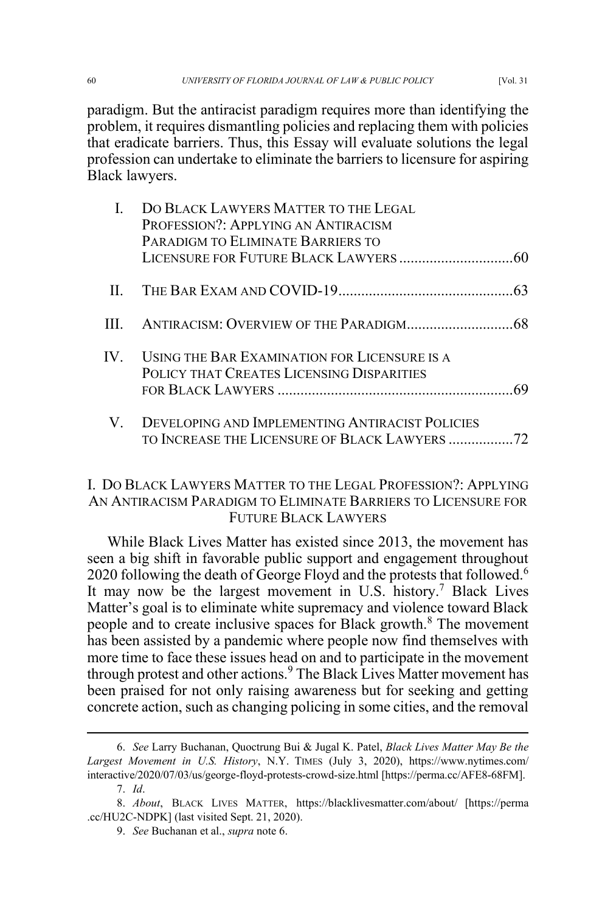paradigm. But the antiracist paradigm requires more than identifying the problem, it requires dismantling policies and replacing them with policies that eradicate barriers. Thus, this Essay will evaluate solutions the legal profession can undertake to eliminate the barriers to licensure for aspiring Black lawyers.

| | | |
|---|---|---|
| I. | DO BLACK LAWYERS MATTER TO THE LEGAL PROFESSION?: APPLYING AN ANTIRACISM PARADIGM TO ELIMINATE BARRIERS TO LICENSURE FOR FUTURE BLACK LAWYERS | 60 |
| II. | THE BAR EXAM AND COVID-19 | 63 |
| III. | ANTIRACISM: OVERVIEW OF THE PARADIGM | 68 |
| IV. | USING THE BAR EXAMINATION FOR LICENSURE IS A POLICY THAT CREATES LICENSING DISPARITIES FOR BLACK LAWYERS | 69 |
| V. | DEVELOPING AND IMPLEMENTING ANTIRACIST POLICIES TO INCREASE THE LICENSURE OF BLACK LAWYERS | 72 |

## I. DO BLACK LAWYERS MATTER TO THE LEGAL PROFESSION?: APPLYING AN ANTIRACISM PARADIGM TO ELIMINATE BARRIERS TO LICENSURE FOR FUTURE BLACK LAWYERS

While Black Lives Matter has existed since 2013, the movement has seen a big shift in favorable public support and engagement throughout 2020 following the death of George Floyd and the protests that followed.[6] It may now be the largest movement in U.S. history.[7] Black Lives Matter's goal is to eliminate white supremacy and violence toward Black people and to create inclusive spaces for Black growth.[8] The movement has been assisted by a pandemic where people now find themselves with more time to face these issues head on and to participate in the movement through protest and other actions.[9] The Black Lives Matter movement has been praised for not only raising awareness but for seeking and getting concrete action, such as changing policing in some cities, and the removal

---

6. *See* Larry Buchanan, Quoctrung Bui & Jugal K. Patel, *Black Lives Matter May Be the Largest Movement in U.S. History*, N.Y. TIMES (July 3, 2020), https://www.nytimes.com/interactive/2020/07/03/us/george-floyd-protests-crowd-size.html [https://perma.cc/AFE8-68FM].

7. *Id*.

8. *About*, BLACK LIVES MATTER, https://blacklivesmatter.com/about/ [https://perma.cc/HU2C-NDPK] (last visited Sept. 21, 2020).

9. *See* Buchanan et al., *supra* note 6.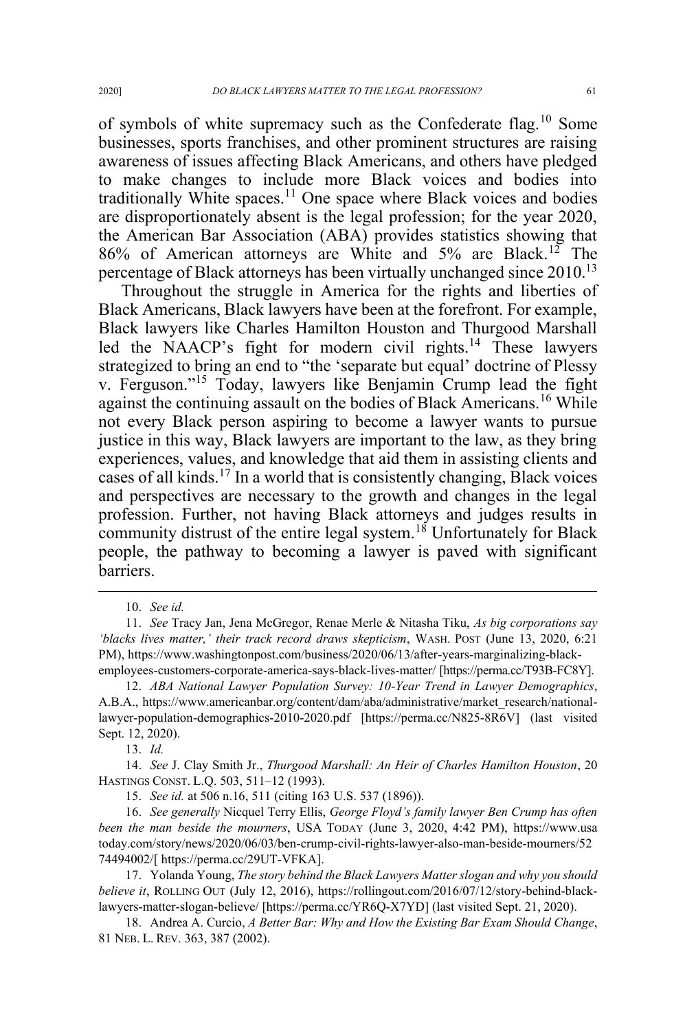of symbols of white supremacy such as the Confederate flag.[10] Some businesses, sports franchises, and other prominent structures are raising awareness of issues affecting Black Americans, and others have pledged to make changes to include more Black voices and bodies into traditionally White spaces.[11] One space where Black voices and bodies are disproportionately absent is the legal profession; for the year 2020, the American Bar Association (ABA) provides statistics showing that 86% of American attorneys are White and 5% are Black.[12] The percentage of Black attorneys has been virtually unchanged since 2010.[13]

Throughout the struggle in America for the rights and liberties of Black Americans, Black lawyers have been at the forefront. For example, Black lawyers like Charles Hamilton Houston and Thurgood Marshall led the NAACP's fight for modern civil rights.[14] These lawyers strategized to bring an end to "the 'separate but equal' doctrine of Plessy v. Ferguson."[15] Today, lawyers like Benjamin Crump lead the fight against the continuing assault on the bodies of Black Americans.[16] While not every Black person aspiring to become a lawyer wants to pursue justice in this way, Black lawyers are important to the law, as they bring experiences, values, and knowledge that aid them in assisting clients and cases of all kinds.[17] In a world that is consistently changing, Black voices and perspectives are necessary to the growth and changes in the legal profession. Further, not having Black attorneys and judges results in community distrust of the entire legal system.[18] Unfortunately for Black people, the pathway to becoming a lawyer is paved with significant barriers.

---

10. *See id.*

11. *See* Tracy Jan, Jena McGregor, Renae Merle & Nitasha Tiku, *As big corporations say 'blacks lives matter,' their track record draws skepticism*, WASH. POST (June 13, 2020, 6:21 PM), https://www.washingtonpost.com/business/2020/06/13/after-years-marginalizing-black-employees-customers-corporate-america-says-black-lives-matter/ [https://perma.cc/T93B-FC8Y].

12. *ABA National Lawyer Population Survey: 10-Year Trend in Lawyer Demographics*, A.B.A., https://www.americanbar.org/content/dam/aba/administrative/market_research/national-lawyer-population-demographics-2010-2020.pdf [https://perma.cc/N825-8R6V] (last visited Sept. 12, 2020).

13. *Id.*

14. *See* J. Clay Smith Jr., *Thurgood Marshall: An Heir of Charles Hamilton Houston*, 20 HASTINGS CONST. L.Q. 503, 511–12 (1993).

15. *See id.* at 506 n.16, 511 (citing 163 U.S. 537 (1896)).

16. *See generally* Nicquel Terry Ellis, *George Floyd's family lawyer Ben Crump has often been the man beside the mourners*, USA TODAY (June 3, 2020, 4:42 PM), https://www.usatoday.com/story/news/2020/06/03/ben-crump-civil-rights-lawyer-also-man-beside-mourners/5274494002/[ https://perma.cc/29UT-VFKA].

17. Yolanda Young, *The story behind the Black Lawyers Matter slogan and why you should believe it*, ROLLING OUT (July 12, 2016), https://rollingout.com/2016/07/12/story-behind-black-lawyers-matter-slogan-believe/ [https://perma.cc/YR6Q-X7YD] (last visited Sept. 21, 2020).

18. Andrea A. Curcio, *A Better Bar: Why and How the Existing Bar Exam Should Change*, 81 NEB. L. REV. 363, 387 (2002).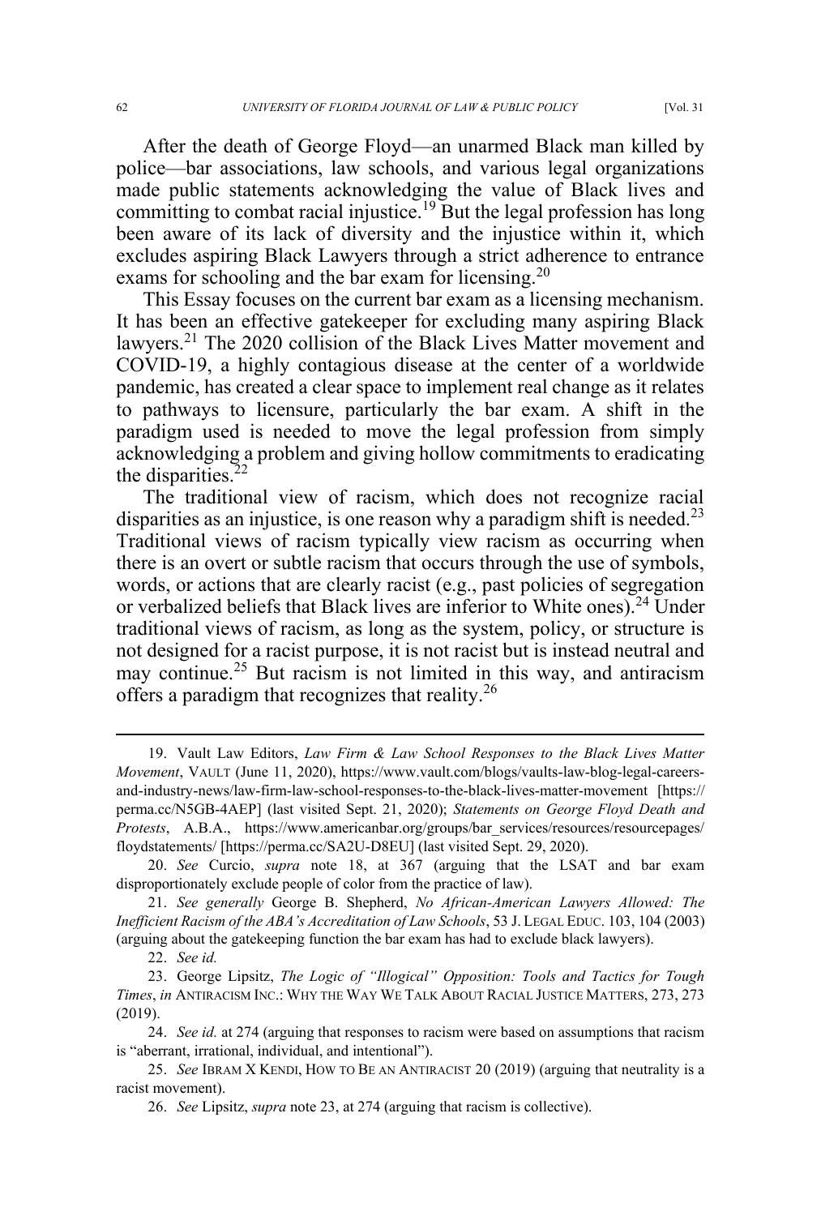After the death of George Floyd—an unarmed Black man killed by police—bar associations, law schools, and various legal organizations made public statements acknowledging the value of Black lives and committing to combat racial injustice.[19] But the legal profession has long been aware of its lack of diversity and the injustice within it, which excludes aspiring Black Lawyers through a strict adherence to entrance exams for schooling and the bar exam for licensing.[20]

This Essay focuses on the current bar exam as a licensing mechanism. It has been an effective gatekeeper for excluding many aspiring Black lawyers.[21] The 2020 collision of the Black Lives Matter movement and COVID-19, a highly contagious disease at the center of a worldwide pandemic, has created a clear space to implement real change as it relates to pathways to licensure, particularly the bar exam. A shift in the paradigm used is needed to move the legal profession from simply acknowledging a problem and giving hollow commitments to eradicating the disparities.[22]

The traditional view of racism, which does not recognize racial disparities as an injustice, is one reason why a paradigm shift is needed.[23] Traditional views of racism typically view racism as occurring when there is an overt or subtle racism that occurs through the use of symbols, words, or actions that are clearly racist (e.g., past policies of segregation or verbalized beliefs that Black lives are inferior to White ones).[24] Under traditional views of racism, as long as the system, policy, or structure is not designed for a racist purpose, it is not racist but is instead neutral and may continue.[25] But racism is not limited in this way, and antiracism offers a paradigm that recognizes that reality.[26]

---

19. Vault Law Editors, *Law Firm & Law School Responses to the Black Lives Matter Movement*, VAULT (June 11, 2020), https://www.vault.com/blogs/vaults-law-blog-legal-careers-and-industry-news/law-firm-law-school-responses-to-the-black-lives-matter-movement [https://perma.cc/N5GB-4AEP] (last visited Sept. 21, 2020); *Statements on George Floyd Death and Protests*, A.B.A., https://www.americanbar.org/groups/bar_services/resources/resourcepages/floydstatements/ [https://perma.cc/SA2U-D8EU] (last visited Sept. 29, 2020).

20. *See* Curcio, *supra* note 18, at 367 (arguing that the LSAT and bar exam disproportionately exclude people of color from the practice of law).

21. *See generally* George B. Shepherd, *No African-American Lawyers Allowed: The Inefficient Racism of the ABA's Accreditation of Law Schools*, 53 J. LEGAL EDUC. 103, 104 (2003) (arguing about the gatekeeping function the bar exam has had to exclude black lawyers).

22. *See id.*

23. George Lipsitz, *The Logic of "Illogical" Opposition: Tools and Tactics for Tough Times*, *in* ANTIRACISM INC.: WHY THE WAY WE TALK ABOUT RACIAL JUSTICE MATTERS, 273, 273 (2019).

24. *See id.* at 274 (arguing that responses to racism were based on assumptions that racism is "aberrant, irrational, individual, and intentional").

25. *See* IBRAM X KENDI, HOW TO BE AN ANTIRACIST 20 (2019) (arguing that neutrality is a racist movement).

26. *See* Lipsitz, *supra* note 23, at 274 (arguing that racism is collective).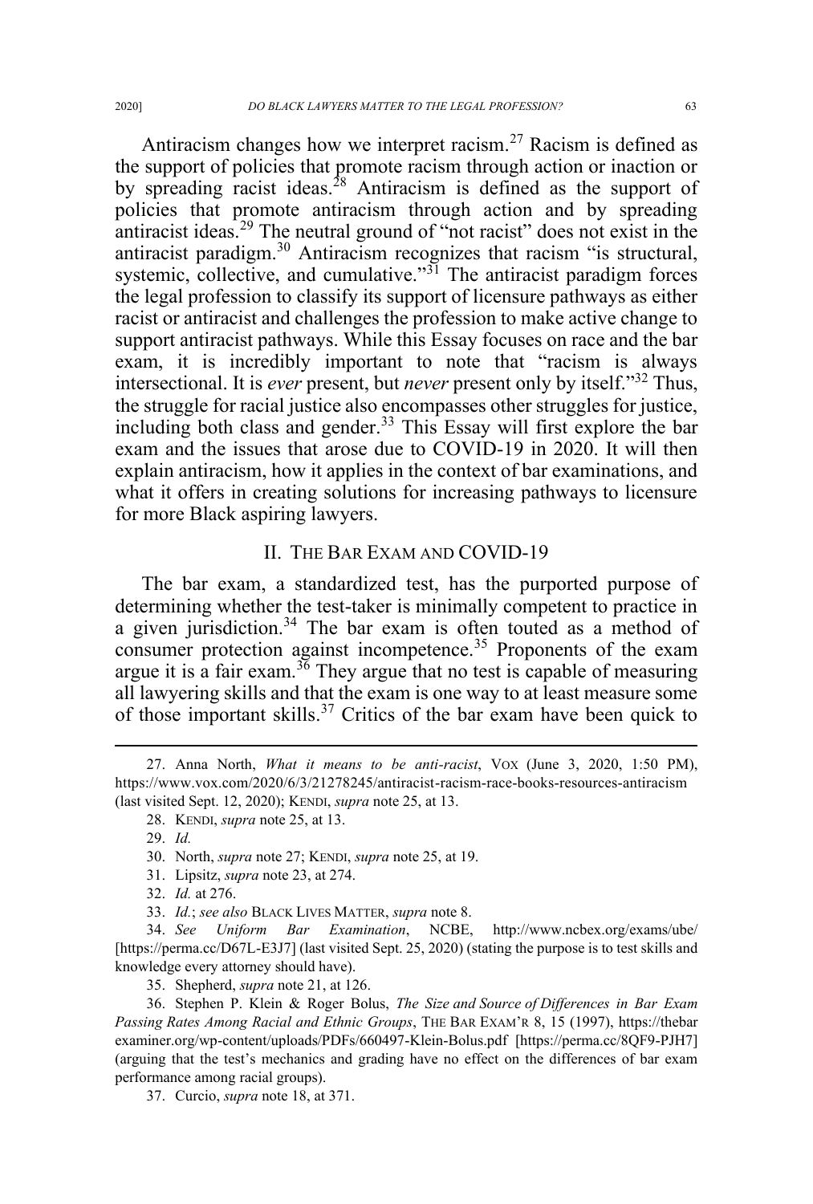Antiracism changes how we interpret racism.[27] Racism is defined as the support of policies that promote racism through action or inaction or by spreading racist ideas.[28] Antiracism is defined as the support of policies that promote antiracism through action and by spreading antiracist ideas.[29] The neutral ground of "not racist" does not exist in the antiracist paradigm.[30] Antiracism recognizes that racism "is structural, systemic, collective, and cumulative."[31] The antiracist paradigm forces the legal profession to classify its support of licensure pathways as either racist or antiracist and challenges the profession to make active change to support antiracist pathways. While this Essay focuses on race and the bar exam, it is incredibly important to note that "racism is always intersectional. It is *ever* present, but *never* present only by itself."[32] Thus, the struggle for racial justice also encompasses other struggles for justice, including both class and gender.[33] This Essay will first explore the bar exam and the issues that arose due to COVID-19 in 2020. It will then explain antiracism, how it applies in the context of bar examinations, and what it offers in creating solutions for increasing pathways to licensure for more Black aspiring lawyers.

## II. THE BAR EXAM AND COVID-19

The bar exam, a standardized test, has the purported purpose of determining whether the test-taker is minimally competent to practice in a given jurisdiction.[34] The bar exam is often touted as a method of consumer protection against incompetence.[35] Proponents of the exam argue it is a fair exam.[36] They argue that no test is capable of measuring all lawyering skills and that the exam is one way to at least measure some of those important skills.[37] Critics of the bar exam have been quick to

---

27. Anna North, *What it means to be anti-racist*, VOX (June 3, 2020, 1:50 PM), https://www.vox.com/2020/6/3/21278245/antiracist-racism-race-books-resources-antiracism (last visited Sept. 12, 2020); KENDI, *supra* note 25, at 13.

28. KENDI, *supra* note 25, at 13.

29. *Id.*

30. North, *supra* note 27; KENDI, *supra* note 25, at 19.

31. Lipsitz, *supra* note 23, at 274.

32. *Id.* at 276.

33. *Id.*; *see also* BLACK LIVES MATTER, *supra* note 8.

34. *See Uniform Bar Examination*, NCBE, http://www.ncbex.org/exams/ube/ [https://perma.cc/D67L-E3J7] (last visited Sept. 25, 2020) (stating the purpose is to test skills and knowledge every attorney should have).

35. Shepherd, *supra* note 21, at 126.

36. Stephen P. Klein & Roger Bolus, *The Size and Source of Differences in Bar Exam Passing Rates Among Racial and Ethnic Groups*, THE BAR EXAM'R 8, 15 (1997), https://thebarexaminer.org/wp-content/uploads/PDFs/660497-Klein-Bolus.pdf [https://perma.cc/8QF9-PJH7] (arguing that the test's mechanics and grading have no effect on the differences of bar exam performance among racial groups).

37. Curcio, *supra* note 18, at 371.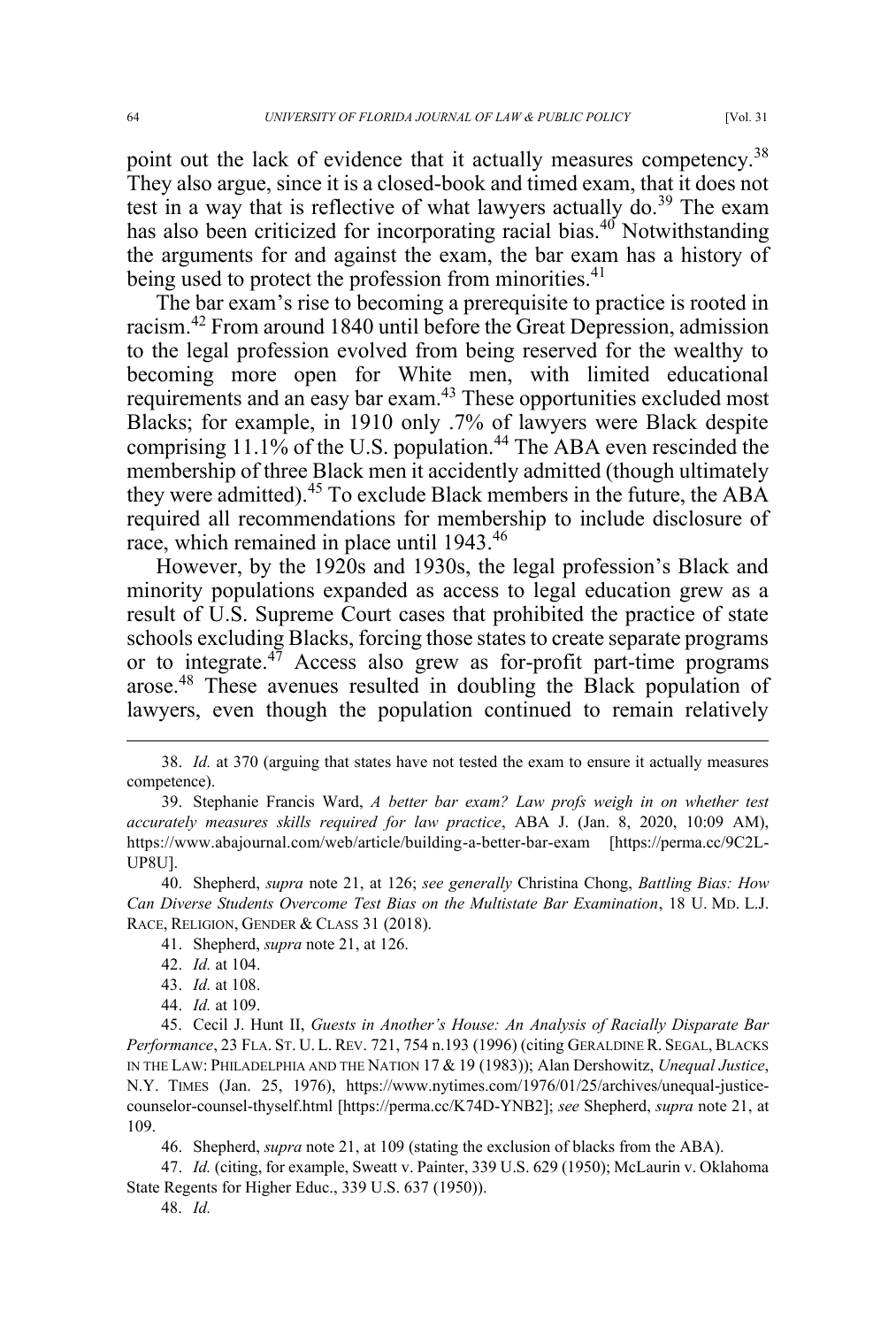point out the lack of evidence that it actually measures competency.[38] They also argue, since it is a closed-book and timed exam, that it does not test in a way that is reflective of what lawyers actually do.[39] The exam has also been criticized for incorporating racial bias.[40] Notwithstanding the arguments for and against the exam, the bar exam has a history of being used to protect the profession from minorities.[41]

The bar exam's rise to becoming a prerequisite to practice is rooted in racism.[42] From around 1840 until before the Great Depression, admission to the legal profession evolved from being reserved for the wealthy to becoming more open for White men, with limited educational requirements and an easy bar exam.[43] These opportunities excluded most Blacks; for example, in 1910 only .7% of lawyers were Black despite comprising 11.1% of the U.S. population.[44] The ABA even rescinded the membership of three Black men it accidently admitted (though ultimately they were admitted).[45] To exclude Black members in the future, the ABA required all recommendations for membership to include disclosure of race, which remained in place until 1943.[46]

However, by the 1920s and 1930s, the legal profession's Black and minority populations expanded as access to legal education grew as a result of U.S. Supreme Court cases that prohibited the practice of state schools excluding Blacks, forcing those states to create separate programs or to integrate.[47] Access also grew as for-profit part-time programs arose.[48] These avenues resulted in doubling the Black population of lawyers, even though the population continued to remain relatively

---

38. *Id.* at 370 (arguing that states have not tested the exam to ensure it actually measures competence).

39. Stephanie Francis Ward, *A better bar exam? Law profs weigh in on whether test accurately measures skills required for law practice*, ABA J. (Jan. 8, 2020, 10:09 AM), https://www.abajournal.com/web/article/building-a-better-bar-exam [https://perma.cc/9C2L-UP8U].

40. Shepherd, *supra* note 21, at 126; *see generally* Christina Chong, *Battling Bias: How Can Diverse Students Overcome Test Bias on the Multistate Bar Examination*, 18 U. MD. L.J. RACE, RELIGION, GENDER & CLASS 31 (2018).

41. Shepherd, *supra* note 21, at 126.

42. *Id.* at 104.

43. *Id.* at 108.

44. *Id.* at 109.

45. Cecil J. Hunt II, *Guests in Another's House: An Analysis of Racially Disparate Bar Performance*, 23 FLA. ST. U. L. REV. 721, 754 n.193 (1996) (citing GERALDINE R. SEGAL, BLACKS IN THE LAW: PHILADELPHIA AND THE NATION 17 & 19 (1983)); Alan Dershowitz, *Unequal Justice*, N.Y. TIMES (Jan. 25, 1976), https://www.nytimes.com/1976/01/25/archives/unequal-justice-counselor-counsel-thyself.html [https://perma.cc/K74D-YNB2]; *see* Shepherd, *supra* note 21, at 109.

46. Shepherd, *supra* note 21, at 109 (stating the exclusion of blacks from the ABA).

47. *Id.* (citing, for example, Sweatt v. Painter, 339 U.S. 629 (1950); McLaurin v. Oklahoma State Regents for Higher Educ., 339 U.S. 637 (1950)).

48. *Id.*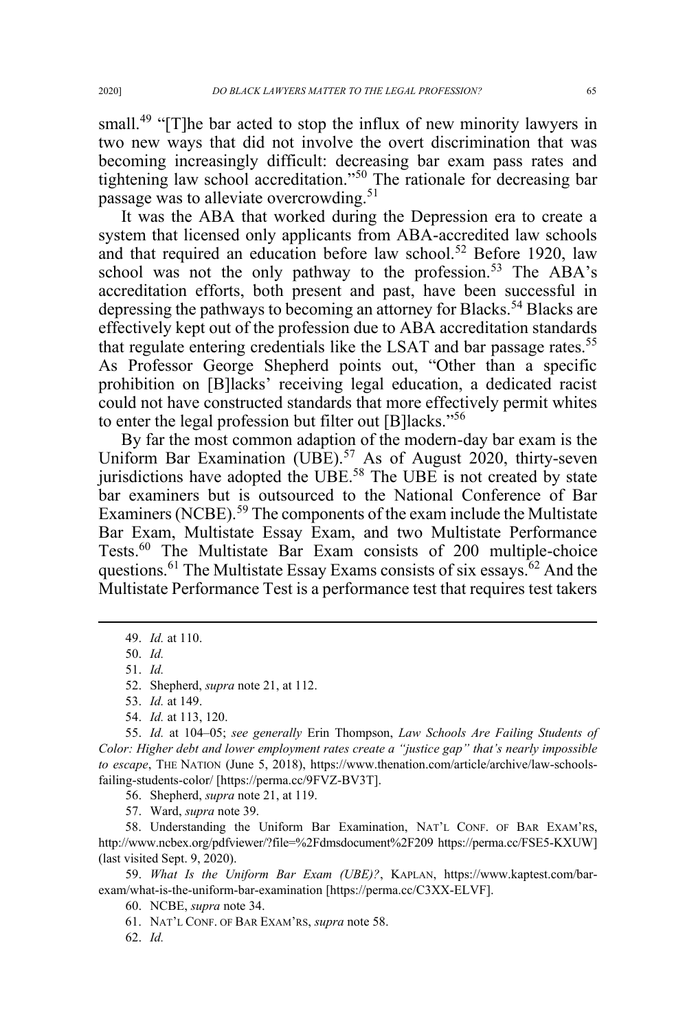small.[49] "[T]he bar acted to stop the influx of new minority lawyers in two new ways that did not involve the overt discrimination that was becoming increasingly difficult: decreasing bar exam pass rates and tightening law school accreditation."[50] The rationale for decreasing bar passage was to alleviate overcrowding.[51]

It was the ABA that worked during the Depression era to create a system that licensed only applicants from ABA-accredited law schools and that required an education before law school.[52] Before 1920, law school was not the only pathway to the profession.[53] The ABA's accreditation efforts, both present and past, have been successful in depressing the pathways to becoming an attorney for Blacks.[54] Blacks are effectively kept out of the profession due to ABA accreditation standards that regulate entering credentials like the LSAT and bar passage rates.[55] As Professor George Shepherd points out, "Other than a specific prohibition on [B]lacks' receiving legal education, a dedicated racist could not have constructed standards that more effectively permit whites to enter the legal profession but filter out [B]lacks."[56]

By far the most common adaption of the modern-day bar exam is the Uniform Bar Examination (UBE).[57] As of August 2020, thirty-seven jurisdictions have adopted the UBE.[58] The UBE is not created by state bar examiners but is outsourced to the National Conference of Bar Examiners (NCBE).[59] The components of the exam include the Multistate Bar Exam, Multistate Essay Exam, and two Multistate Performance Tests.[60] The Multistate Bar Exam consists of 200 multiple-choice questions.[61] The Multistate Essay Exams consists of six essays.[62] And the Multistate Performance Test is a performance test that requires test takers

---

49. *Id.* at 110.

50. *Id.*

51. *Id.*

52. Shepherd, *supra* note 21, at 112.

53. *Id.* at 149.

54. *Id.* at 113, 120.

55. *Id.* at 104–05; *see generally* Erin Thompson, *Law Schools Are Failing Students of Color: Higher debt and lower employment rates create a "justice gap" that's nearly impossible to escape*, THE NATION (June 5, 2018), https://www.thenation.com/article/archive/law-schools-failing-students-color/ [https://perma.cc/9FVZ-BV3T].

56. Shepherd, *supra* note 21, at 119.

57. Ward, *supra* note 39.

58. Understanding the Uniform Bar Examination, NAT'L CONF. OF BAR EXAM'RS, http://www.ncbex.org/pdfviewer/?file=%2Fdmsdocument%2F209 https://perma.cc/FSE5-KXUW] (last visited Sept. 9, 2020).

59. *What Is the Uniform Bar Exam (UBE)?*, KAPLAN, https://www.kaptest.com/bar-exam/what-is-the-uniform-bar-examination [https://perma.cc/C3XX-ELVF].

60. NCBE, *supra* note 34.

61. NAT'L CONF. OF BAR EXAM'RS, *supra* note 58.

62. *Id.*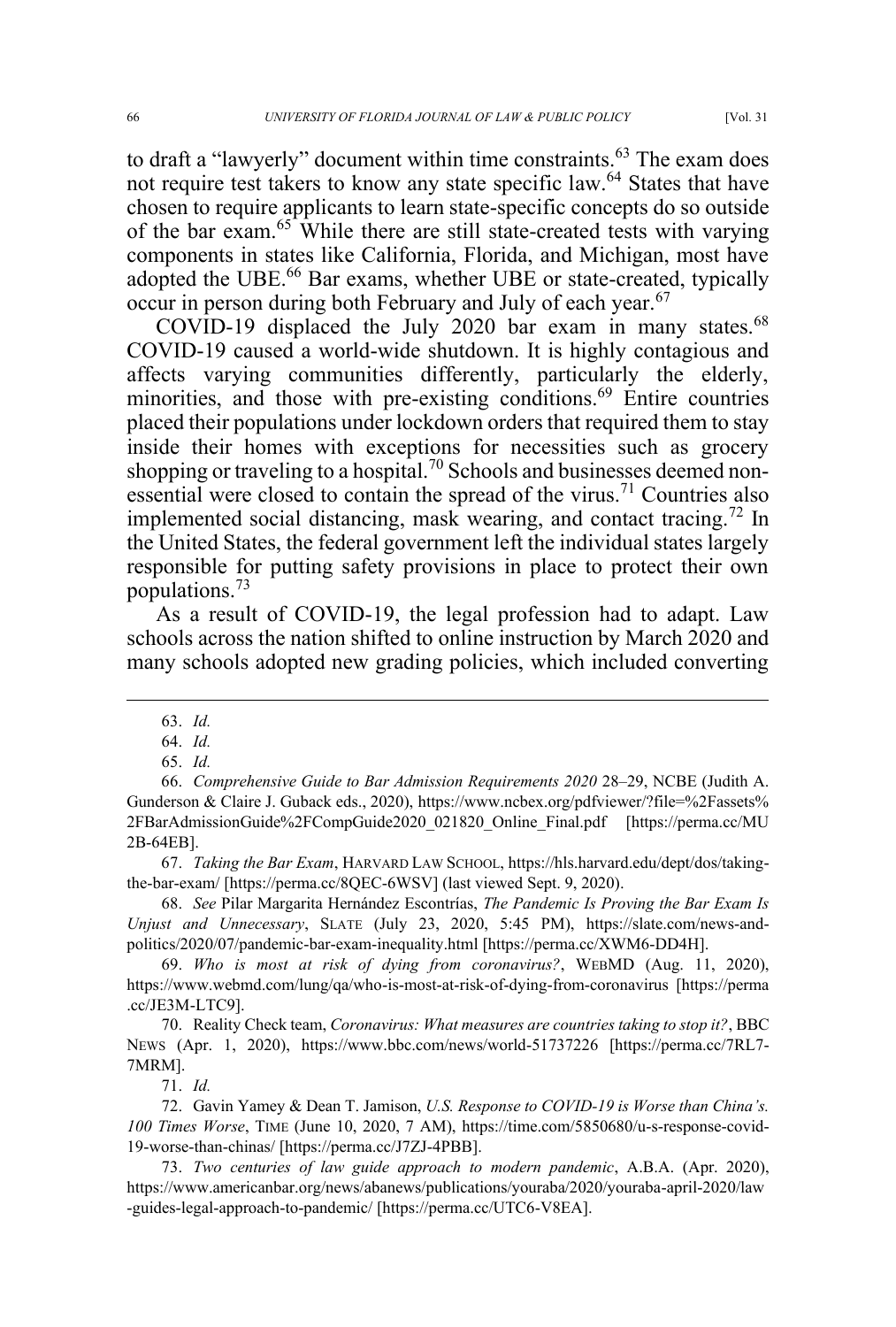to draft a "lawyerly" document within time constraints.[63] The exam does not require test takers to know any state specific law.[64] States that have chosen to require applicants to learn state-specific concepts do so outside of the bar exam.[65] While there are still state-created tests with varying components in states like California, Florida, and Michigan, most have adopted the UBE.[66] Bar exams, whether UBE or state-created, typically occur in person during both February and July of each year.[67]

COVID-19 displaced the July 2020 bar exam in many states.[68] COVID-19 caused a world-wide shutdown. It is highly contagious and affects varying communities differently, particularly the elderly, minorities, and those with pre-existing conditions.[69] Entire countries placed their populations under lockdown orders that required them to stay inside their homes with exceptions for necessities such as grocery shopping or traveling to a hospital.[70] Schools and businesses deemed non-essential were closed to contain the spread of the virus.[71] Countries also implemented social distancing, mask wearing, and contact tracing.[72] In the United States, the federal government left the individual states largely responsible for putting safety provisions in place to protect their own populations.[73]

As a result of COVID-19, the legal profession had to adapt. Law schools across the nation shifted to online instruction by March 2020 and many schools adopted new grading policies, which included converting

---

63. *Id.*

64. *Id.*

65. *Id.*

66. *Comprehensive Guide to Bar Admission Requirements 2020* 28–29, NCBE (Judith A. Gunderson & Claire J. Guback eds., 2020), https://www.ncbex.org/pdfviewer/?file=%2Fassets%2FBarAdmissionGuide%2FCompGuide2020_021820_Online_Final.pdf [https://perma.cc/MU2B-64EB].

67. *Taking the Bar Exam*, HARVARD LAW SCHOOL, https://hls.harvard.edu/dept/dos/taking-the-bar-exam/ [https://perma.cc/8QEC-6WSV] (last viewed Sept. 9, 2020).

68. *See* Pilar Margarita Hernández Escontrías, *The Pandemic Is Proving the Bar Exam Is Unjust and Unnecessary*, SLATE (July 23, 2020, 5:45 PM), https://slate.com/news-and-politics/2020/07/pandemic-bar-exam-inequality.html [https://perma.cc/XWM6-DD4H].

69. *Who is most at risk of dying from coronavirus?*, WEBMD (Aug. 11, 2020), https://www.webmd.com/lung/qa/who-is-most-at-risk-of-dying-from-coronavirus [https://perma.cc/JE3M-LTC9].

70. Reality Check team, *Coronavirus: What measures are countries taking to stop it?*, BBC NEWS (Apr. 1, 2020), https://www.bbc.com/news/world-51737226 [https://perma.cc/7RL7-7MRM].

71. *Id.*

72. Gavin Yamey & Dean T. Jamison, *U.S. Response to COVID-19 is Worse than China's. 100 Times Worse*, TIME (June 10, 2020, 7 AM), https://time.com/5850680/u-s-response-covid-19-worse-than-chinas/ [https://perma.cc/J7ZJ-4PBB].

73. *Two centuries of law guide approach to modern pandemic*, A.B.A. (Apr. 2020), https://www.americanbar.org/news/abanews/publications/youraba/2020/youraba-april-2020/law-guides-legal-approach-to-pandemic/ [https://perma.cc/UTC6-V8EA].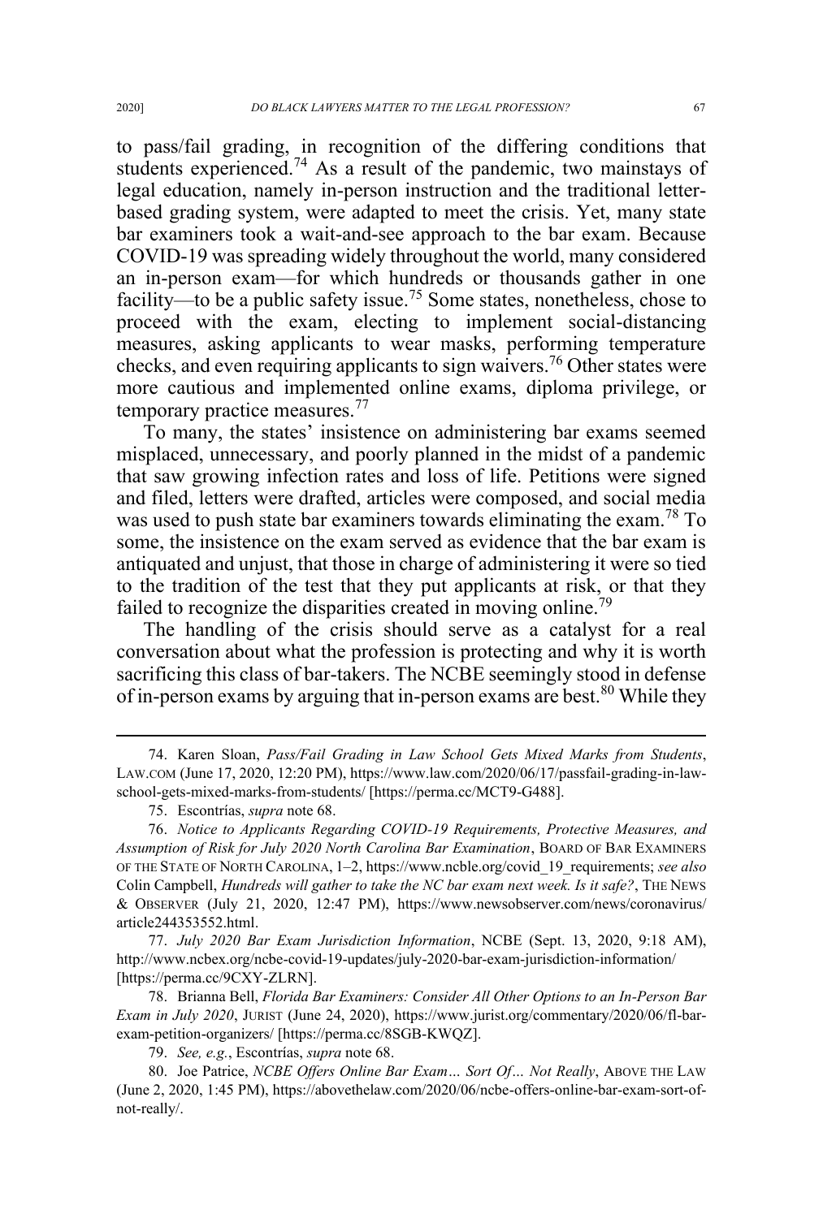to pass/fail grading, in recognition of the differing conditions that students experienced.[74] As a result of the pandemic, two mainstays of legal education, namely in-person instruction and the traditional letter-based grading system, were adapted to meet the crisis. Yet, many state bar examiners took a wait-and-see approach to the bar exam. Because COVID-19 was spreading widely throughout the world, many considered an in-person exam—for which hundreds or thousands gather in one facility—to be a public safety issue.[75] Some states, nonetheless, chose to proceed with the exam, electing to implement social-distancing measures, asking applicants to wear masks, performing temperature checks, and even requiring applicants to sign waivers.[76] Other states were more cautious and implemented online exams, diploma privilege, or temporary practice measures.[77]

To many, the states' insistence on administering bar exams seemed misplaced, unnecessary, and poorly planned in the midst of a pandemic that saw growing infection rates and loss of life. Petitions were signed and filed, letters were drafted, articles were composed, and social media was used to push state bar examiners towards eliminating the exam.[78] To some, the insistence on the exam served as evidence that the bar exam is antiquated and unjust, that those in charge of administering it were so tied to the tradition of the test that they put applicants at risk, or that they failed to recognize the disparities created in moving online.[79]

The handling of the crisis should serve as a catalyst for a real conversation about what the profession is protecting and why it is worth sacrificing this class of bar-takers. The NCBE seemingly stood in defense of in-person exams by arguing that in-person exams are best.[80] While they

---

74. Karen Sloan, *Pass/Fail Grading in Law School Gets Mixed Marks from Students*, LAW.COM (June 17, 2020, 12:20 PM), https://www.law.com/2020/06/17/passfail-grading-in-law-school-gets-mixed-marks-from-students/ [https://perma.cc/MCT9-G488].

75. Escontrías, *supra* note 68.

76. *Notice to Applicants Regarding COVID-19 Requirements, Protective Measures, and Assumption of Risk for July 2020 North Carolina Bar Examination*, BOARD OF BAR EXAMINERS OF THE STATE OF NORTH CAROLINA, 1–2, https://www.ncble.org/covid_19_requirements; *see also* Colin Campbell, *Hundreds will gather to take the NC bar exam next week. Is it safe?*, THE NEWS & OBSERVER (July 21, 2020, 12:47 PM), https://www.newsobserver.com/news/coronavirus/article244353552.html.

77. *July 2020 Bar Exam Jurisdiction Information*, NCBE (Sept. 13, 2020, 9:18 AM), http://www.ncbex.org/ncbe-covid-19-updates/july-2020-bar-exam-jurisdiction-information/ [https://perma.cc/9CXY-ZLRN].

78. Brianna Bell, *Florida Bar Examiners: Consider All Other Options to an In-Person Bar Exam in July 2020*, JURIST (June 24, 2020), https://www.jurist.org/commentary/2020/06/fl-bar-exam-petition-organizers/ [https://perma.cc/8SGB-KWQZ].

79. *See, e.g.*, Escontrías, *supra* note 68.

80. Joe Patrice, *NCBE Offers Online Bar Exam… Sort Of… Not Really*, ABOVE THE LAW (June 2, 2020, 1:45 PM), https://abovethelaw.com/2020/06/ncbe-offers-online-bar-exam-sort-of-not-really/.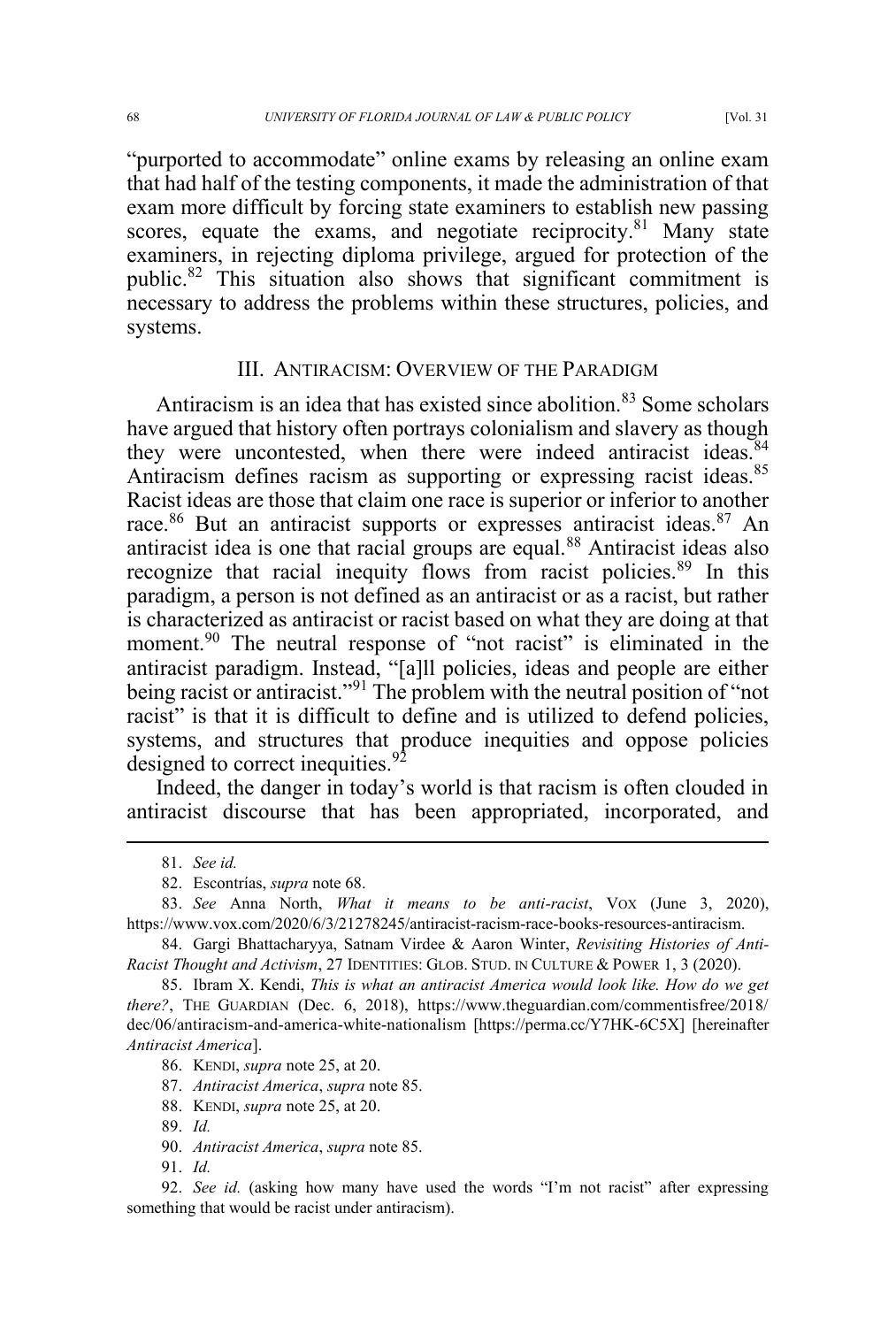"purported to accommodate" online exams by releasing an online exam that had half of the testing components, it made the administration of that exam more difficult by forcing state examiners to establish new passing scores, equate the exams, and negotiate reciprocity.[81] Many state examiners, in rejecting diploma privilege, argued for protection of the public.[82] This situation also shows that significant commitment is necessary to address the problems within these structures, policies, and systems.

## III. ANTIRACISM: OVERVIEW OF THE PARADIGM

Antiracism is an idea that has existed since abolition.[83] Some scholars have argued that history often portrays colonialism and slavery as though they were uncontested, when there were indeed antiracist ideas.[84] Antiracism defines racism as supporting or expressing racist ideas.[85] Racist ideas are those that claim one race is superior or inferior to another race.[86] But an antiracist supports or expresses antiracist ideas.[87] An antiracist idea is one that racial groups are equal.[88] Antiracist ideas also recognize that racial inequity flows from racist policies.[89] In this paradigm, a person is not defined as an antiracist or as a racist, but rather is characterized as antiracist or racist based on what they are doing at that moment.[90] The neutral response of "not racist" is eliminated in the antiracist paradigm. Instead, "[a]ll policies, ideas and people are either being racist or antiracist."[91] The problem with the neutral position of "not racist" is that it is difficult to define and is utilized to defend policies, systems, and structures that produce inequities and oppose policies designed to correct inequities.[92]

Indeed, the danger in today's world is that racism is often clouded in antiracist discourse that has been appropriated, incorporated, and

---

81. *See id.*

82. Escontrías, *supra* note 68.

83. *See* Anna North, *What it means to be anti-racist*, VOX (June 3, 2020), https://www.vox.com/2020/6/3/21278245/antiracist-racism-race-books-resources-antiracism.

84. Gargi Bhattacharyya, Satnam Virdee & Aaron Winter, *Revisiting Histories of Anti-Racist Thought and Activism*, 27 IDENTITIES: GLOB. STUD. IN CULTURE & POWER 1, 3 (2020).

85. Ibram X. Kendi, *This is what an antiracist America would look like. How do we get there?*, THE GUARDIAN (Dec. 6, 2018), https://www.theguardian.com/commentisfree/2018/dec/06/antiracism-and-america-white-nationalism [https://perma.cc/Y7HK-6C5X] [hereinafter *Antiracist America*].

86. KENDI, *supra* note 25, at 20.

87. *Antiracist America*, *supra* note 85.

88. KENDI, *supra* note 25, at 20.

89. *Id.*

90. *Antiracist America*, *supra* note 85.

91. *Id.*

92. *See id.* (asking how many have used the words "I'm not racist" after expressing something that would be racist under antiracism).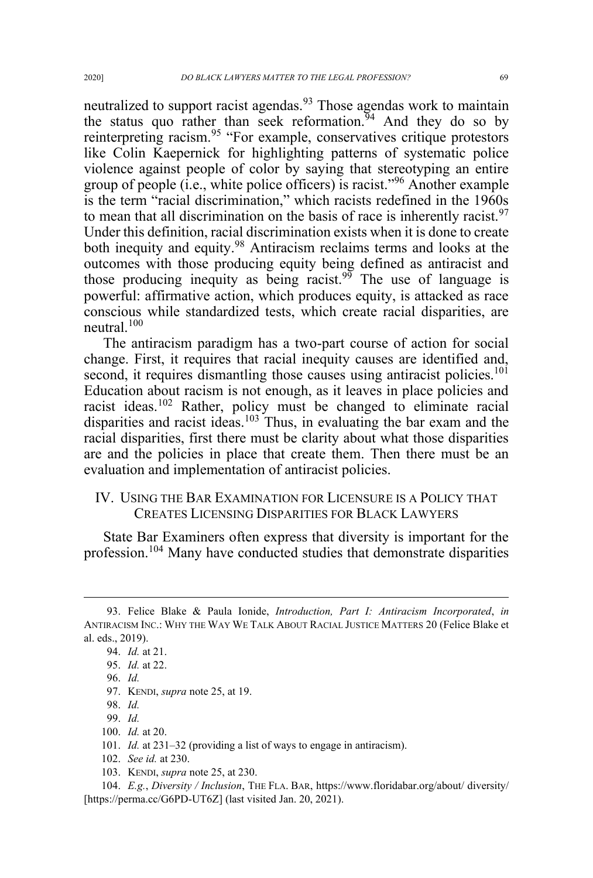neutralized to support racist agendas.[93] Those agendas work to maintain the status quo rather than seek reformation.[94] And they do so by reinterpreting racism.[95] "For example, conservatives critique protestors like Colin Kaepernick for highlighting patterns of systematic police violence against people of color by saying that stereotyping an entire group of people (i.e., white police officers) is racist."[96] Another example is the term "racial discrimination," which racists redefined in the 1960s to mean that all discrimination on the basis of race is inherently racist.[97] Under this definition, racial discrimination exists when it is done to create both inequity and equity.[98] Antiracism reclaims terms and looks at the outcomes with those producing equity being defined as antiracist and those producing inequity as being racist.[99] The use of language is powerful: affirmative action, which produces equity, is attacked as race conscious while standardized tests, which create racial disparities, are neutral.[100]

The antiracism paradigm has a two-part course of action for social change. First, it requires that racial inequity causes are identified and, second, it requires dismantling those causes using antiracist policies.[101] Education about racism is not enough, as it leaves in place policies and racist ideas.[102] Rather, policy must be changed to eliminate racial disparities and racist ideas.[103] Thus, in evaluating the bar exam and the racial disparities, first there must be clarity about what those disparities are and the policies in place that create them. Then there must be an evaluation and implementation of antiracist policies.

## IV. Using the Bar Examination for Licensure is a Policy that Creates Licensing Disparities for Black Lawyers

State Bar Examiners often express that diversity is important for the profession.[104] Many have conducted studies that demonstrate disparities

---

93. Felice Blake & Paula Ionide, *Introduction, Part I: Antiracism Incorporated*, *in* ANTIRACISM INC.: WHY THE WAY WE TALK ABOUT RACIAL JUSTICE MATTERS 20 (Felice Blake et al. eds., 2019).

94. *Id.* at 21.

95. *Id.* at 22.

96. *Id.*

97. KENDI, *supra* note 25, at 19.

98. *Id.*

99. *Id.*

100. *Id.* at 20.

101. *Id.* at 231–32 (providing a list of ways to engage in antiracism).

102. *See id.* at 230.

103. KENDI, *supra* note 25, at 230.

104. *E.g.*, *Diversity / Inclusion*, THE FLA. BAR, https://www.floridabar.org/about/ diversity/ [https://perma.cc/G6PD-UT6Z] (last visited Jan. 20, 2021).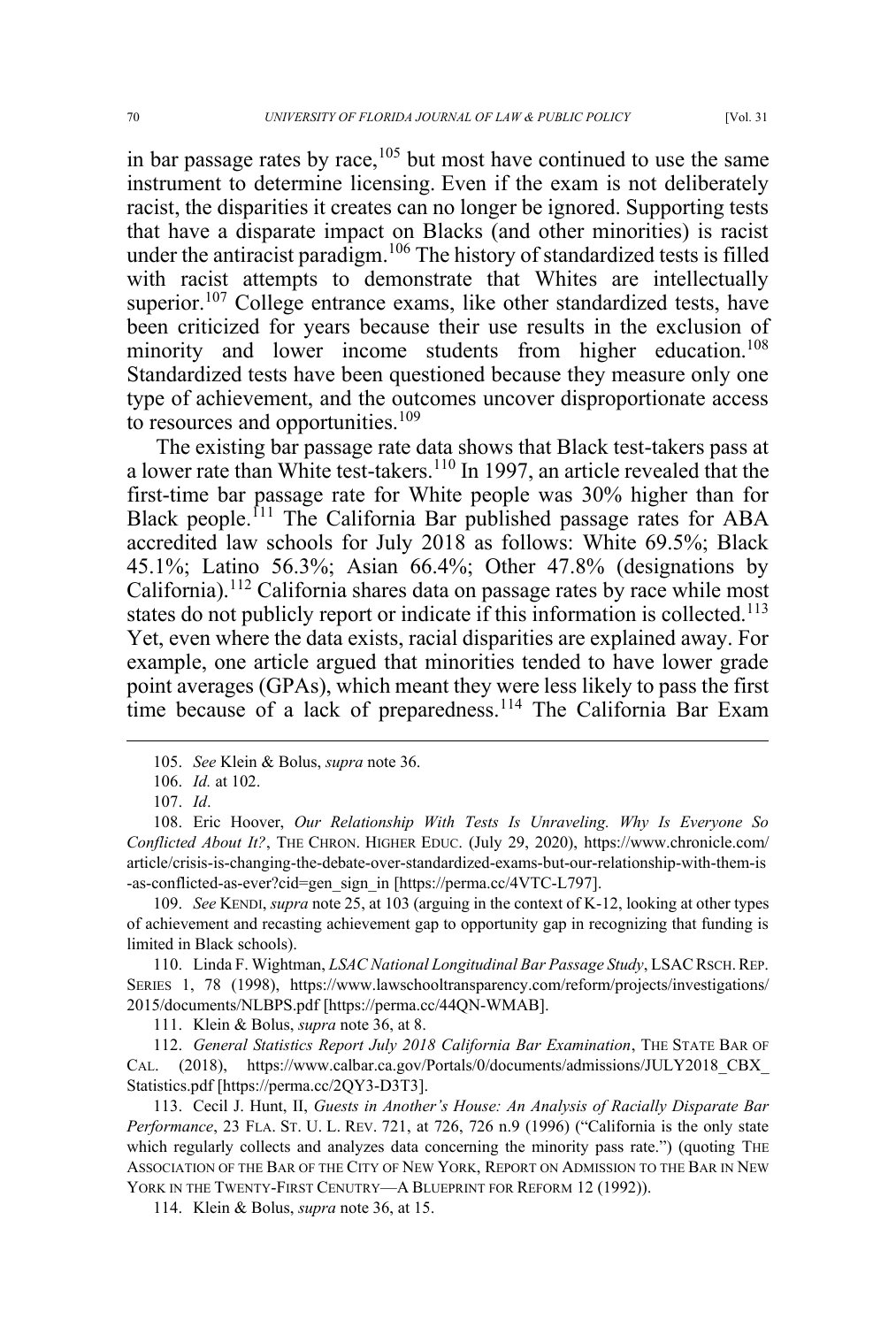in bar passage rates by race,[105] but most have continued to use the same instrument to determine licensing. Even if the exam is not deliberately racist, the disparities it creates can no longer be ignored. Supporting tests that have a disparate impact on Blacks (and other minorities) is racist under the antiracist paradigm.[106] The history of standardized tests is filled with racist attempts to demonstrate that Whites are intellectually superior.[107] College entrance exams, like other standardized tests, have been criticized for years because their use results in the exclusion of minority and lower income students from higher education.[108] Standardized tests have been questioned because they measure only one type of achievement, and the outcomes uncover disproportionate access to resources and opportunities.[109]

The existing bar passage rate data shows that Black test-takers pass at a lower rate than White test-takers.[110] In 1997, an article revealed that the first-time bar passage rate for White people was 30% higher than for Black people.[111] The California Bar published passage rates for ABA accredited law schools for July 2018 as follows: White 69.5%; Black 45.1%; Latino 56.3%; Asian 66.4%; Other 47.8% (designations by California).[112] California shares data on passage rates by race while most states do not publicly report or indicate if this information is collected.[113] Yet, even where the data exists, racial disparities are explained away. For example, one article argued that minorities tended to have lower grade point averages (GPAs), which meant they were less likely to pass the first time because of a lack of preparedness.[114] The California Bar Exam

---

105. *See* Klein & Bolus, *supra* note 36.

106. *Id.* at 102.

107. *Id*.

108. Eric Hoover, *Our Relationship With Tests Is Unraveling. Why Is Everyone So Conflicted About It?*, THE CHRON. HIGHER EDUC. (July 29, 2020), https://www.chronicle.com/article/crisis-is-changing-the-debate-over-standardized-exams-but-our-relationship-with-them-is-as-conflicted-as-ever?cid=gen_sign_in [https://perma.cc/4VTC-L797].

109. *See* KENDI, *supra* note 25, at 103 (arguing in the context of K-12, looking at other types of achievement and recasting achievement gap to opportunity gap in recognizing that funding is limited in Black schools).

110. Linda F. Wightman, *LSAC National Longitudinal Bar Passage Study*, LSAC RSCH. REP. SERIES 1, 78 (1998), https://www.lawschooltransparency.com/reform/projects/investigations/2015/documents/NLBPS.pdf [https://perma.cc/44QN-WMAB].

111. Klein & Bolus, *supra* note 36, at 8.

112. *General Statistics Report July 2018 California Bar Examination*, THE STATE BAR OF CAL. (2018), https://www.calbar.ca.gov/Portals/0/documents/admissions/JULY2018_CBX_Statistics.pdf [https://perma.cc/2QY3-D3T3].

113. Cecil J. Hunt, II, *Guests in Another's House: An Analysis of Racially Disparate Bar Performance*, 23 FLA. ST. U. L. REV. 721, at 726, 726 n.9 (1996) ("California is the only state which regularly collects and analyzes data concerning the minority pass rate.") (quoting THE ASSOCIATION OF THE BAR OF THE CITY OF NEW YORK, REPORT ON ADMISSION TO THE BAR IN NEW YORK IN THE TWENTY-FIRST CENUTRY—A BLUEPRINT FOR REFORM 12 (1992)).

114. Klein & Bolus, *supra* note 36, at 15.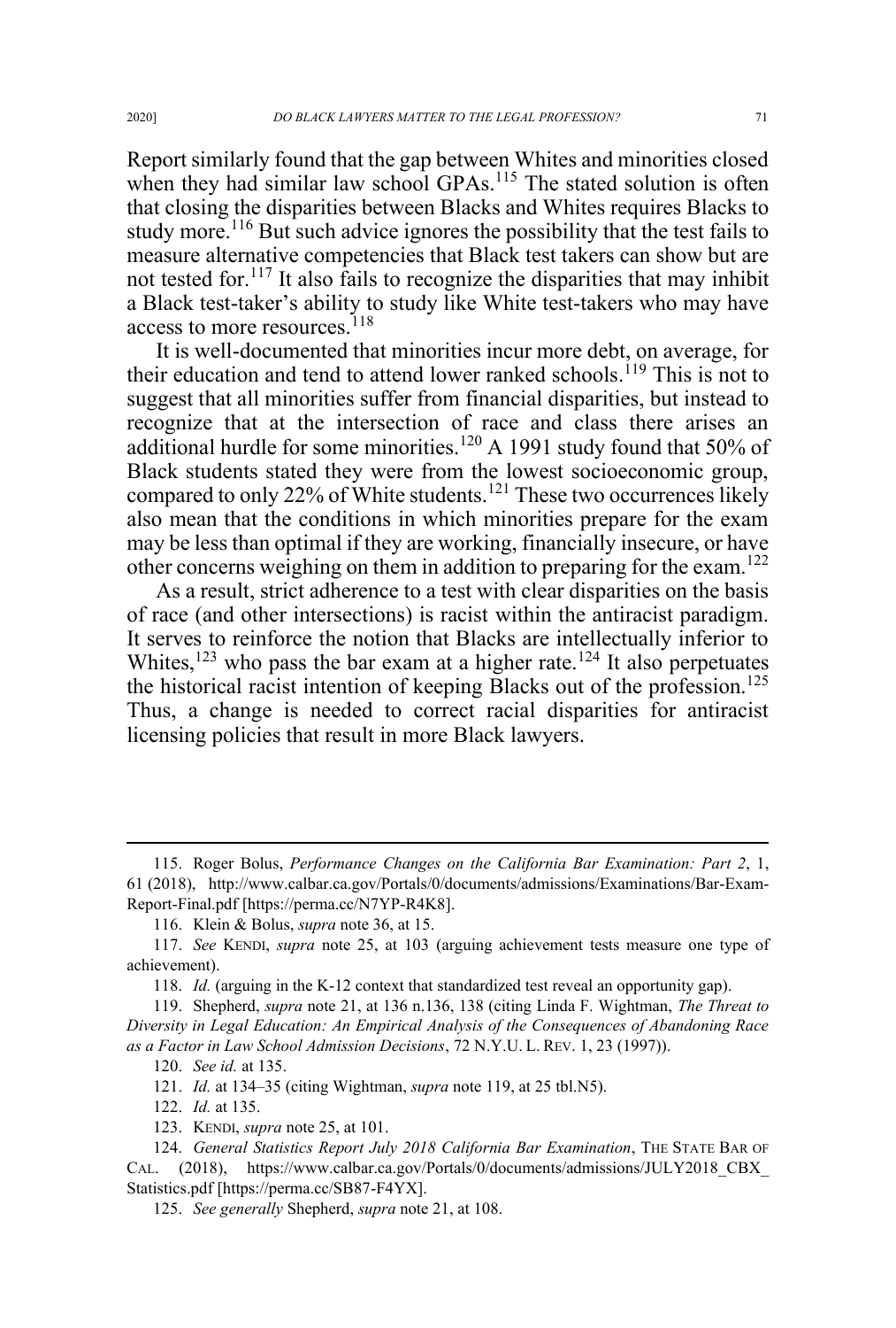Report similarly found that the gap between Whites and minorities closed when they had similar law school GPAs.[115] The stated solution is often that closing the disparities between Blacks and Whites requires Blacks to study more.[116] But such advice ignores the possibility that the test fails to measure alternative competencies that Black test takers can show but are not tested for.[117] It also fails to recognize the disparities that may inhibit a Black test-taker's ability to study like White test-takers who may have access to more resources.[118]

It is well-documented that minorities incur more debt, on average, for their education and tend to attend lower ranked schools.[119] This is not to suggest that all minorities suffer from financial disparities, but instead to recognize that at the intersection of race and class there arises an additional hurdle for some minorities.[120] A 1991 study found that 50% of Black students stated they were from the lowest socioeconomic group, compared to only 22% of White students.[121] These two occurrences likely also mean that the conditions in which minorities prepare for the exam may be less than optimal if they are working, financially insecure, or have other concerns weighing on them in addition to preparing for the exam.[122]

As a result, strict adherence to a test with clear disparities on the basis of race (and other intersections) is racist within the antiracist paradigm. It serves to reinforce the notion that Blacks are intellectually inferior to Whites,[123] who pass the bar exam at a higher rate.[124] It also perpetuates the historical racist intention of keeping Blacks out of the profession.[125] Thus, a change is needed to correct racial disparities for antiracist licensing policies that result in more Black lawyers.

---

115. Roger Bolus, *Performance Changes on the California Bar Examination: Part 2*, 1, 61 (2018), http://www.calbar.ca.gov/Portals/0/documents/admissions/Examinations/Bar-Exam-Report-Final.pdf [https://perma.cc/N7YP-R4K8].

116. Klein & Bolus, *supra* note 36, at 15.

117. *See* KENDI, *supra* note 25, at 103 (arguing achievement tests measure one type of achievement).

118. *Id.* (arguing in the K-12 context that standardized test reveal an opportunity gap).

119. Shepherd, *supra* note 21, at 136 n.136, 138 (citing Linda F. Wightman, *The Threat to Diversity in Legal Education: An Empirical Analysis of the Consequences of Abandoning Race as a Factor in Law School Admission Decisions*, 72 N.Y.U. L. REV. 1, 23 (1997)).

120. *See id.* at 135.

121. *Id.* at 134–35 (citing Wightman, *supra* note 119, at 25 tbl.N5).

122. *Id.* at 135.

123. KENDI, *supra* note 25, at 101.

124. *General Statistics Report July 2018 California Bar Examination*, THE STATE BAR OF CAL. (2018), https://www.calbar.ca.gov/Portals/0/documents/admissions/JULY2018_CBX_Statistics.pdf [https://perma.cc/SB87-F4YX].

125. *See generally* Shepherd, *supra* note 21, at 108.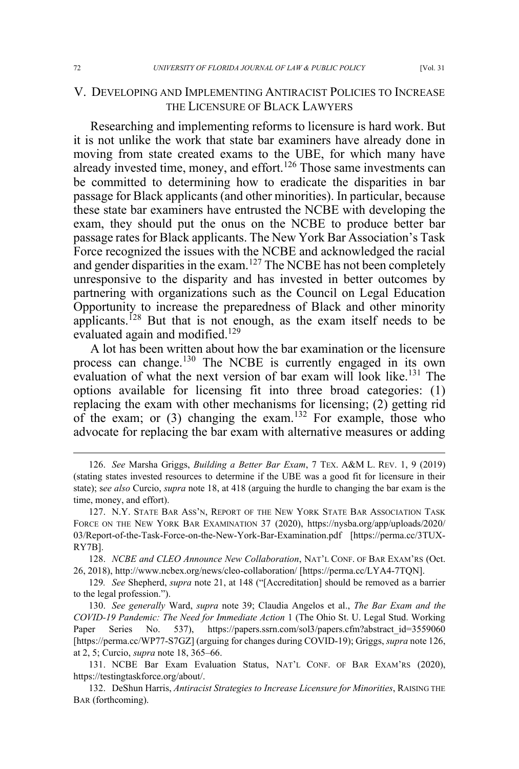## V. Developing and Implementing Antiracist Policies to Increase the Licensure of Black Lawyers

Researching and implementing reforms to licensure is hard work. But it is not unlike the work that state bar examiners have already done in moving from state created exams to the UBE, for which many have already invested time, money, and effort.[126] Those same investments can be committed to determining how to eradicate the disparities in bar passage for Black applicants (and other minorities). In particular, because these state bar examiners have entrusted the NCBE with developing the exam, they should put the onus on the NCBE to produce better bar passage rates for Black applicants. The New York Bar Association's Task Force recognized the issues with the NCBE and acknowledged the racial and gender disparities in the exam.[127] The NCBE has not been completely unresponsive to the disparity and has invested in better outcomes by partnering with organizations such as the Council on Legal Education Opportunity to increase the preparedness of Black and other minority applicants.[128] But that is not enough, as the exam itself needs to be evaluated again and modified.[129]

A lot has been written about how the bar examination or the licensure process can change.[130] The NCBE is currently engaged in its own evaluation of what the next version of bar exam will look like.[131] The options available for licensing fit into three broad categories: (1) replacing the exam with other mechanisms for licensing; (2) getting rid of the exam; or (3) changing the exam.[132] For example, those who advocate for replacing the bar exam with alternative measures or adding

---

126. *See* Marsha Griggs, *Building a Better Bar Exam*, 7 TEX. A&M L. REV. 1, 9 (2019) (stating states invested resources to determine if the UBE was a good fit for licensure in their state); s*ee also* Curcio, *supra* note 18, at 418 (arguing the hurdle to changing the bar exam is the time, money, and effort).

127. N.Y. STATE BAR ASS'N, REPORT OF THE NEW YORK STATE BAR ASSOCIATION TASK FORCE ON THE NEW YORK BAR EXAMINATION 37 (2020), https://nysba.org/app/uploads/2020/03/Report-of-the-Task-Force-on-the-New-York-Bar-Examination.pdf [https://perma.cc/3TUX-RY7B].

128. *NCBE and CLEO Announce New Collaboration*, NAT'L CONF. OF BAR EXAM'RS (Oct. 26, 2018), http://www.ncbex.org/news/cleo-collaboration/ [https://perma.cc/LYA4-7TQN].

129. *See* Shepherd, *supra* note 21, at 148 ("[Accreditation] should be removed as a barrier to the legal profession.").

130. *See generally* Ward, *supra* note 39; Claudia Angelos et al., *The Bar Exam and the COVID-19 Pandemic: The Need for Immediate Action* 1 (The Ohio St. U. Legal Stud. Working Paper Series No. 537), https://papers.ssrn.com/sol3/papers.cfm?abstract_id=3559060 [https://perma.cc/WP77-S7GZ] (arguing for changes during COVID-19); Griggs, *supra* note 126, at 2, 5; Curcio, *supra* note 18, 365–66.

131. NCBE Bar Exam Evaluation Status, NAT'L CONF. OF BAR EXAM'RS (2020), https://testingtaskforce.org/about/.

132. DeShun Harris, *Antiracist Strategies to Increase Licensure for Minorities*, RAISING THE BAR (forthcoming).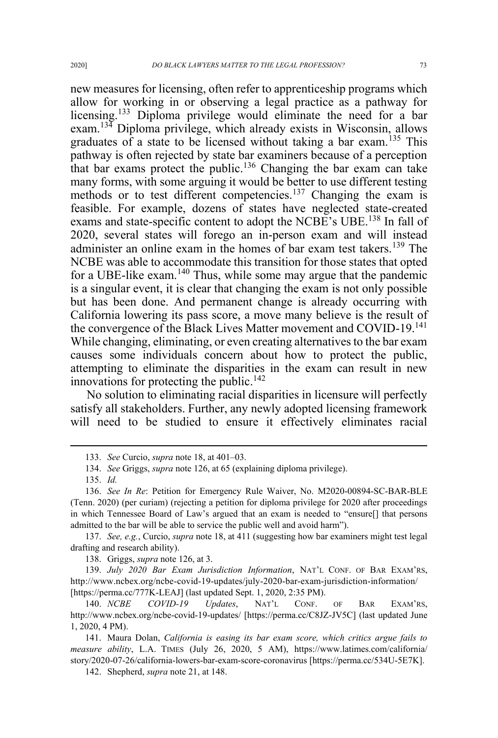new measures for licensing, often refer to apprenticeship programs which allow for working in or observing a legal practice as a pathway for licensing.[133] Diploma privilege would eliminate the need for a bar exam.[134] Diploma privilege, which already exists in Wisconsin, allows graduates of a state to be licensed without taking a bar exam.[135] This pathway is often rejected by state bar examiners because of a perception that bar exams protect the public.[136] Changing the bar exam can take many forms, with some arguing it would be better to use different testing methods or to test different competencies.[137] Changing the exam is feasible. For example, dozens of states have neglected state-created exams and state-specific content to adopt the NCBE's UBE.[138] In fall of 2020, several states will forego an in-person exam and will instead administer an online exam in the homes of bar exam test takers.[139] The NCBE was able to accommodate this transition for those states that opted for a UBE-like exam.[140] Thus, while some may argue that the pandemic is a singular event, it is clear that changing the exam is not only possible but has been done. And permanent change is already occurring with California lowering its pass score, a move many believe is the result of the convergence of the Black Lives Matter movement and COVID-19.[141] While changing, eliminating, or even creating alternatives to the bar exam causes some individuals concern about how to protect the public, attempting to eliminate the disparities in the exam can result in new innovations for protecting the public.[142]

No solution to eliminating racial disparities in licensure will perfectly satisfy all stakeholders. Further, any newly adopted licensing framework will need to be studied to ensure it effectively eliminates racial

---

133. *See* Curcio, *supra* note 18, at 401–03.

134. *See* Griggs, *supra* note 126, at 65 (explaining diploma privilege).

135. *Id.*

136. *See In Re*: Petition for Emergency Rule Waiver, No. M2020-00894-SC-BAR-BLE (Tenn. 2020) (per curiam) (rejecting a petition for diploma privilege for 2020 after proceedings in which Tennessee Board of Law's argued that an exam is needed to "ensure[] that persons admitted to the bar will be able to service the public well and avoid harm").

137. *See, e.g.*, Curcio, *supra* note 18, at 411 (suggesting how bar examiners might test legal drafting and research ability).

138. Griggs, *supra* note 126, at 3.

139. *July 2020 Bar Exam Jurisdiction Information*, NAT'L CONF. OF BAR EXAM'RS, http://www.ncbex.org/ncbe-covid-19-updates/july-2020-bar-exam-jurisdiction-information/ [https://perma.cc/777K-LEAJ] (last updated Sept. 1, 2020, 2:35 PM).

140. *NCBE COVID-19 Updates*, NAT'L CONF. OF BAR EXAM'RS, http://www.ncbex.org/ncbe-covid-19-updates/ [https://perma.cc/C8JZ-JV5C] (last updated June 1, 2020, 4 PM).

141. Maura Dolan, *California is easing its bar exam score, which critics argue fails to measure ability*, L.A. TIMES (July 26, 2020, 5 AM), https://www.latimes.com/california/story/2020-07-26/california-lowers-bar-exam-score-coronavirus [https://perma.cc/534U-5E7K].

142. Shepherd, *supra* note 21, at 148.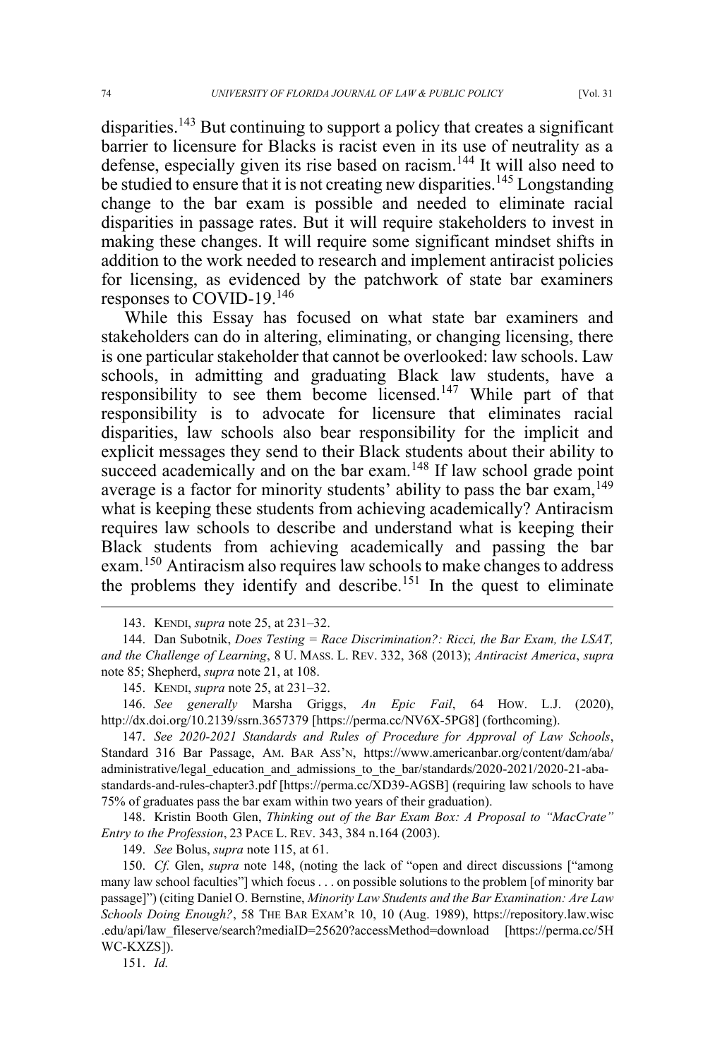disparities.[143] But continuing to support a policy that creates a significant barrier to licensure for Blacks is racist even in its use of neutrality as a defense, especially given its rise based on racism.[144] It will also need to be studied to ensure that it is not creating new disparities.[145] Longstanding change to the bar exam is possible and needed to eliminate racial disparities in passage rates. But it will require stakeholders to invest in making these changes. It will require some significant mindset shifts in addition to the work needed to research and implement antiracist policies for licensing, as evidenced by the patchwork of state bar examiners responses to COVID-19.[146]

While this Essay has focused on what state bar examiners and stakeholders can do in altering, eliminating, or changing licensing, there is one particular stakeholder that cannot be overlooked: law schools. Law schools, in admitting and graduating Black law students, have a responsibility to see them become licensed.[147] While part of that responsibility is to advocate for licensure that eliminates racial disparities, law schools also bear responsibility for the implicit and explicit messages they send to their Black students about their ability to succeed academically and on the bar exam.[148] If law school grade point average is a factor for minority students' ability to pass the bar exam,[149] what is keeping these students from achieving academically? Antiracism requires law schools to describe and understand what is keeping their Black students from achieving academically and passing the bar exam.[150] Antiracism also requires law schools to make changes to address the problems they identify and describe.[151] In the quest to eliminate

---

143. KENDI, *supra* note 25, at 231–32.

144. Dan Subotnik, *Does Testing = Race Discrimination?: Ricci, the Bar Exam, the LSAT, and the Challenge of Learning*, 8 U. MASS. L. REV. 332, 368 (2013); *Antiracist America*, *supra* note 85; Shepherd, *supra* note 21, at 108.

145. KENDI, *supra* note 25, at 231–32.

146. *See generally* Marsha Griggs, *An Epic Fail*, 64 HOW. L.J. (2020), http://dx.doi.org/10.2139/ssrn.3657379 [https://perma.cc/NV6X-5PG8] (forthcoming).

147. *See 2020-2021 Standards and Rules of Procedure for Approval of Law Schools*, Standard 316 Bar Passage, AM. BAR ASS'N, https://www.americanbar.org/content/dam/aba/administrative/legal_education_and_admissions_to_the_bar/standards/2020-2021/2020-21-aba-standards-and-rules-chapter3.pdf [https://perma.cc/XD39-AGSB] (requiring law schools to have 75% of graduates pass the bar exam within two years of their graduation).

148. Kristin Booth Glen, *Thinking out of the Bar Exam Box: A Proposal to "MacCrate" Entry to the Profession*, 23 PACE L. REV. 343, 384 n.164 (2003).

149. *See* Bolus, *supra* note 115, at 61.

150. *Cf.* Glen, *supra* note 148, (noting the lack of "open and direct discussions ["among many law school faculties"] which focus . . . on possible solutions to the problem [of minority bar passage]") (citing Daniel O. Bernstine, *Minority Law Students and the Bar Examination: Are Law Schools Doing Enough?*, 58 THE BAR EXAM'R 10, 10 (Aug. 1989), https://repository.law.wisc.edu/api/law_fileserve/search?mediaID=25620?accessMethod=download [https://perma.cc/5HWC-KXZS]).

151. *Id.*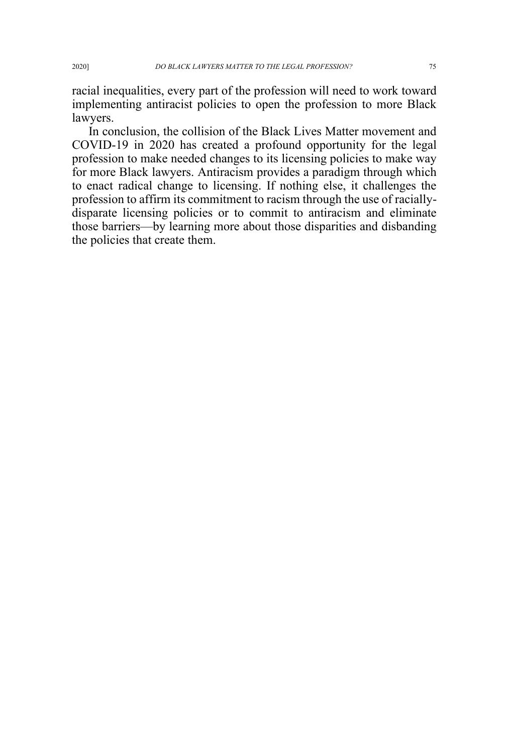racial inequalities, every part of the profession will need to work toward implementing antiracist policies to open the profession to more Black lawyers.

In conclusion, the collision of the Black Lives Matter movement and COVID-19 in 2020 has created a profound opportunity for the legal profession to make needed changes to its licensing policies to make way for more Black lawyers. Antiracism provides a paradigm through which to enact radical change to licensing. If nothing else, it challenges the profession to affirm its commitment to racism through the use of racially-disparate licensing policies or to commit to antiracism and eliminate those barriers—by learning more about those disparities and disbanding the policies that create them.